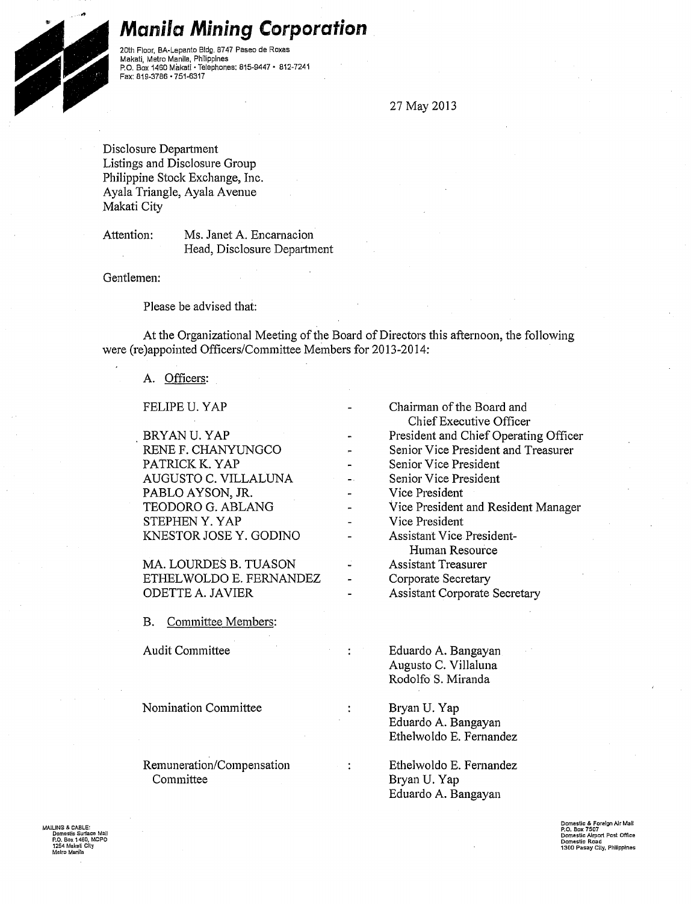# Manila Mining Corporation

20th Floor, BA-Lepanto Bldg. 8747 Paseo de Roxas
Makati, Metro Manila, Philippines
P.O. Box 1460 Makati • Telephones: 815-9447 • 812-7241
Fax: 819-3786 • 751-6317

27 May 2013

Disclosure Department
Listings and Disclosure Group
Philippine Stock Exchange, Inc.
Ayala Triangle, Ayala Avenue
Makati City

Attention: Ms. Janet A. Encarnacion
Head, Disclosure Department

Gentlemen:

Please be advised that:

At the Organizational Meeting of the Board of Directors this afternoon, the following were (re)appointed Officers/Committee Members for 2013-2014:

A. Officers:

| | | |
|---|---|---|
| FELIPE U. YAP | - | Chairman of the Board and Chief Executive Officer |
| BRYAN U. YAP | - | President and Chief Operating Officer |
| RENE F. CHANYUNGCO | - | Senior Vice President and Treasurer |
| PATRICK K. YAP | - | Senior Vice President |
| AUGUSTO C. VILLALUNA | - | Senior Vice President |
| PABLO AYSON, JR. | - | Vice President |
| TEODORO G. ABLANG | - | Vice President and Resident Manager |
| STEPHEN Y. YAP | - | Vice President |
| KNESTOR JOSE Y. GODINO | - | Assistant Vice President-Human Resource |
| MA. LOURDES B. TUASON | - | Assistant Treasurer |
| ETHELWOLDO E. FERNANDEZ | - | Corporate Secretary |
| ODETTE A. JAVIER | - | Assistant Corporate Secretary |

B. Committee Members:

| | | |
|---|---|---|
| Audit Committee | : | Eduardo A. Bangayan<br>Augusto C. Villaluna<br>Rodolfo S. Miranda |
| Nomination Committee | : | Bryan U. Yap<br>Eduardo A. Bangayan<br>Ethelwoldo E. Fernandez |
| Remuneration/Compensation Committee | : | Ethelwoldo E. Fernandez<br>Bryan U. Yap<br>Eduardo A. Bangayan |

MAILING & CABLE:
Domestic Surface Mail
P.O. Box 1460, MCPO
1254 Makati City
Metro Manila

Domestic & Foreign Air Mail
P.O. Box 7507
Domestic Airport Post Office
Domestic Road
1300 Pasay City, Philippines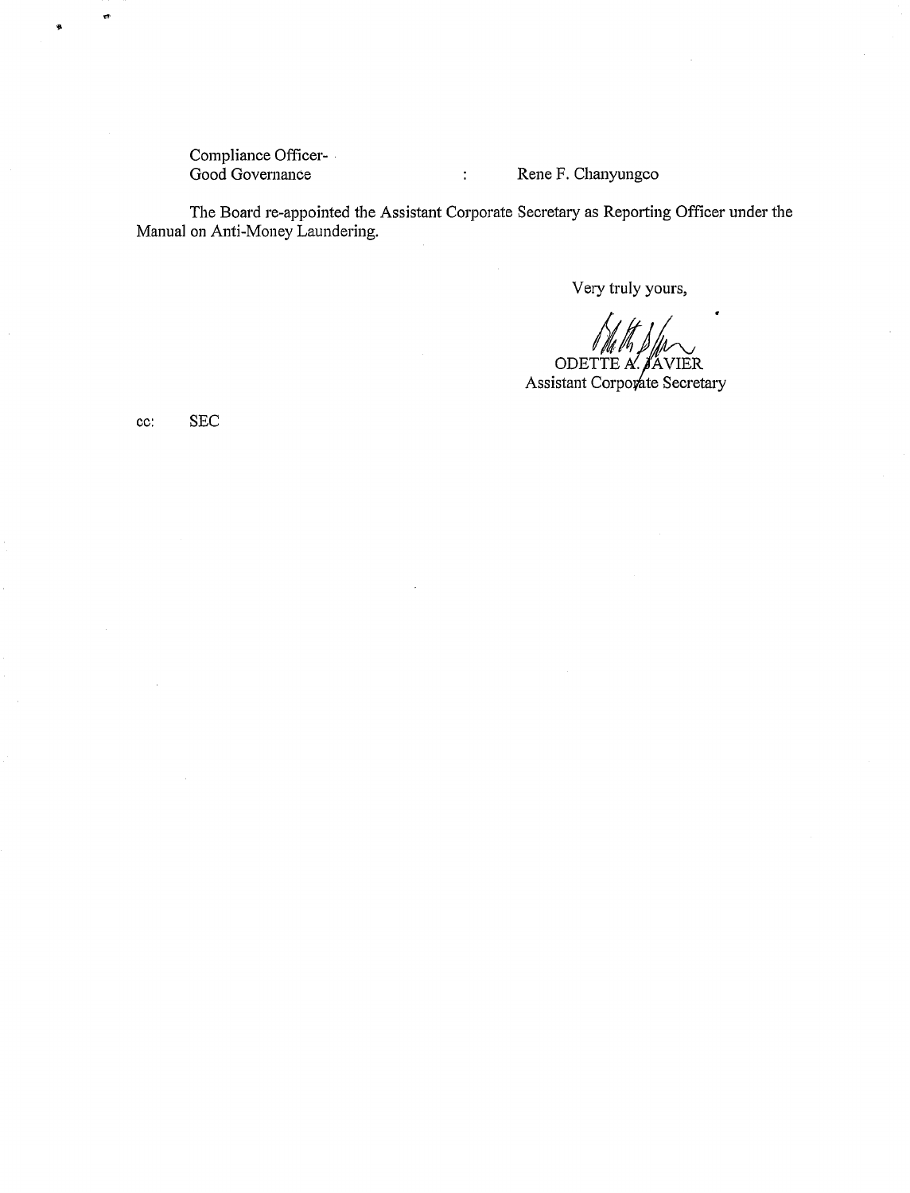| | | |
|---|---|---|
| Compliance Officer- Good Governance | : | Rene F. Chanyungco |

The Board re-appointed the Assistant Corporate Secretary as Reporting Officer under the Manual on Anti-Money Laundering.

Very truly yours,

ODETTE A. JAVIER
Assistant Corporate Secretary

cc: SEC